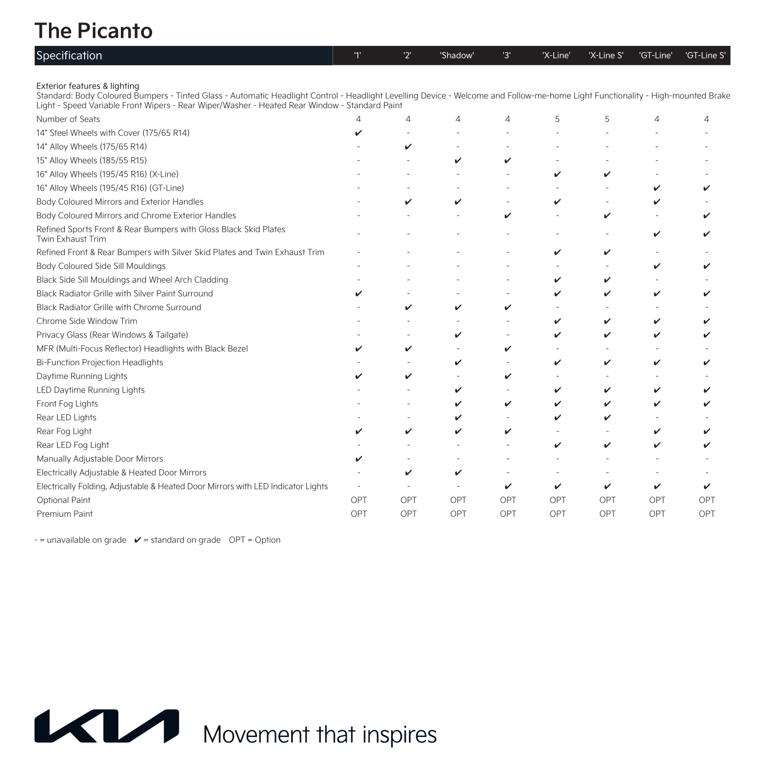# The Picanto

| Specification | '1' | '2' | 'Shadow' | '3' | 'X-Line' | 'X-Line S' | 'GT-Line' | 'GT-Line S' |
|---|---|---|---|---|---|---|---|---|
| **Exterior features & lighting** | | | | | | | | |
| Standard: Body Coloured Bumpers - Tinted Glass - Automatic Headlight Control - Headlight Levelling Device - Welcome and Follow-me-home Light Functionality - High-mounted Brake Light - Speed Variable Front Wipers - Rear Wiper/Washer - Heated Rear Window - Standard Paint | | | | | | | | |
| Number of Seats | 4 | 4 | 4 | 4 | 5 | 5 | 4 | 4 |
| 14" Steel Wheels with Cover (175/65 R14) | ✔ | - | - | - | - | - | - | - |
| 14" Alloy Wheels (175/65 R14) | - | ✔ | - | - | - | - | - | - |
| 15" Alloy Wheels (185/55 R15) | - | - | ✔ | ✔ | - | - | - | - |
| 16" Alloy Wheels (195/45 R16) (X-Line) | - | - | - | - | ✔ | ✔ | - | - |
| 16" Alloy Wheels (195/45 R16) (GT-Line) | - | - | - | - | - | - | ✔ | ✔ |
| Body Coloured Mirrors and Exterior Handles | - | ✔ | ✔ | - | ✔ | - | ✔ | - |
| Body Coloured Mirrors and Chrome Exterior Handles | - | - | - | ✔ | - | ✔ | - | ✔ |
| Refined Sports Front & Rear Bumpers with Gloss Black Skid Plates Twin Exhaust Trim | - | - | - | - | - | - | ✔ | ✔ |
| Refined Front & Rear Bumpers with Silver Skid Plates and Twin Exhaust Trim | - | - | - | - | ✔ | ✔ | - | - |
| Body Coloured Side Sill Mouldings | - | - | - | - | - | - | ✔ | ✔ |
| Black Side Sill Mouldings and Wheel Arch Cladding | - | - | - | - | ✔ | ✔ | - | - |
| Black Radiator Grille with Silver Paint Surround | ✔ | - | - | - | ✔ | ✔ | ✔ | ✔ |
| Black Radiator Grille with Chrome Surround | - | ✔ | ✔ | ✔ | - | - | - | - |
| Chrome Side Window Trim | - | - | - | - | ✔ | ✔ | ✔ | ✔ |
| Privacy Glass (Rear Windows & Tailgate) | - | - | ✔ | - | ✔ | ✔ | ✔ | ✔ |
| MFR (Multi-Focus Reflector) Headlights with Black Bezel | ✔ | ✔ | - | ✔ | - | - | - | - |
| Bi-Function Projection Headlights | - | - | ✔ | - | ✔ | ✔ | ✔ | ✔ |
| Daytime Running Lights | ✔ | ✔ | - | ✔ | - | - | - | - |
| LED Daytime Running Lights | - | - | ✔ | - | ✔ | ✔ | ✔ | ✔ |
| Front Fog Lights | - | - | ✔ | ✔ | ✔ | ✔ | ✔ | ✔ |
| Rear LED Lights | - | - | ✔ | - | ✔ | ✔ | - | - |
| Rear Fog Light | ✔ | ✔ | ✔ | ✔ | - | - | ✔ | ✔ |
| Rear LED Fog Light | - | - | - | - | ✔ | ✔ | ✔ | ✔ |
| Manually Adjustable Door Mirrors | ✔ | - | - | - | - | - | - | - |
| Electrically Adjustable & Heated Door Mirrors | - | ✔ | ✔ | - | - | - | - | - |
| Electrically Folding, Adjustable & Heated Door Mirrors with LED Indicator Lights | - | - | - | ✔ | ✔ | ✔ | ✔ | ✔ |
| Optional Paint | OPT | OPT | OPT | OPT | OPT | OPT | OPT | OPT |
| Premium Paint | OPT | OPT | OPT | OPT | OPT | OPT | OPT | OPT |

- = unavailable on grade ✔ = standard on grade OPT = Option

Movement that inspires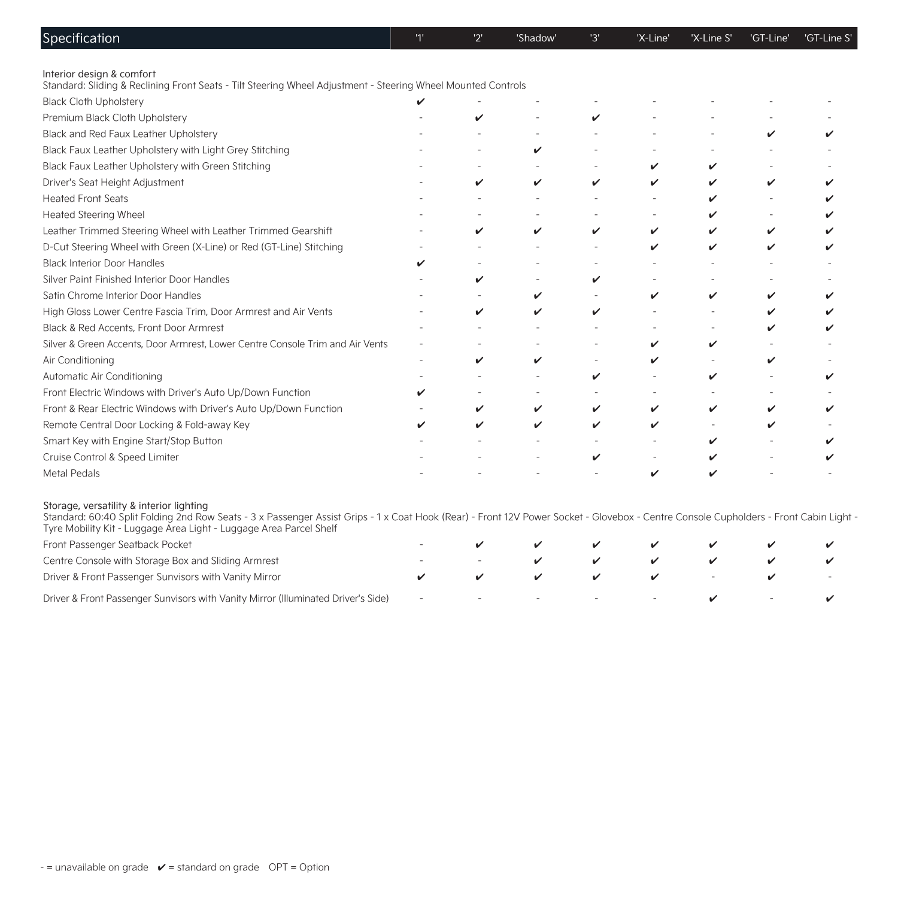| Specification | '1' | '2' | 'Shadow' | '3' | 'X-Line' | 'X-Line S' | 'GT-Line' | 'GT-Line S' |
|---|---|---|---|---|---|---|---|---|
| **Interior design & comfort** | | | | | | | | |
| Standard: Sliding & Reclining Front Seats - Tilt Steering Wheel Adjustment - Steering Wheel Mounted Controls | | | | | | | | |
| Black Cloth Upholstery | ✔ | - | - | - | - | - | - | - |
| Premium Black Cloth Upholstery | - | ✔ | - | ✔ | - | - | - | - |
| Black and Red Faux Leather Upholstery | - | - | - | - | - | - | ✔ | ✔ |
| Black Faux Leather Upholstery with Light Grey Stitching | - | - | ✔ | - | - | - | - | - |
| Black Faux Leather Upholstery with Green Stitching | - | - | - | - | ✔ | ✔ | - | - |
| Driver's Seat Height Adjustment | - | ✔ | ✔ | ✔ | ✔ | ✔ | ✔ | ✔ |
| Heated Front Seats | - | - | - | - | - | ✔ | - | ✔ |
| Heated Steering Wheel | - | - | - | - | - | ✔ | - | ✔ |
| Leather Trimmed Steering Wheel with Leather Trimmed Gearshift | - | ✔ | ✔ | ✔ | ✔ | ✔ | ✔ | ✔ |
| D-Cut Steering Wheel with Green (X-Line) or Red (GT-Line) Stitching | - | - | - | - | ✔ | ✔ | ✔ | ✔ |
| Black Interior Door Handles | ✔ | - | - | - | - | - | - | - |
| Silver Paint Finished Interior Door Handles | - | ✔ | - | ✔ | - | - | - | - |
| Satin Chrome Interior Door Handles | - | - | ✔ | - | ✔ | ✔ | ✔ | ✔ |
| High Gloss Lower Centre Fascia Trim, Door Armrest and Air Vents | - | ✔ | ✔ | ✔ | - | - | ✔ | ✔ |
| Black & Red Accents, Front Door Armrest | - | - | - | - | - | - | ✔ | ✔ |
| Silver & Green Accents, Door Armrest, Lower Centre Console Trim and Air Vents | - | - | - | - | ✔ | ✔ | - | - |
| Air Conditioning | - | ✔ | ✔ | - | ✔ | - | ✔ | - |
| Automatic Air Conditioning | - | - | - | ✔ | - | ✔ | - | ✔ |
| Front Electric Windows with Driver's Auto Up/Down Function | ✔ | - | - | - | - | - | - | - |
| Front & Rear Electric Windows with Driver's Auto Up/Down Function | - | ✔ | ✔ | ✔ | ✔ | ✔ | ✔ | ✔ |
| Remote Central Door Locking & Fold-away Key | ✔ | ✔ | ✔ | ✔ | ✔ | - | ✔ | - |
| Smart Key with Engine Start/Stop Button | - | - | - | - | - | ✔ | - | ✔ |
| Cruise Control & Speed Limiter | - | - | - | ✔ | - | ✔ | - | ✔ |
| Metal Pedals | - | - | - | - | ✔ | ✔ | - | - |
| **Storage, versatility & interior lighting** | | | | | | | | |
| Standard: 60:40 Split Folding 2nd Row Seats - 3 x Passenger Assist Grips - 1 x Coat Hook (Rear) - Front 12V Power Socket - Glovebox - Centre Console Cupholders - Front Cabin Light - Tyre Mobility Kit - Luggage Area Light - Luggage Area Parcel Shelf | | | | | | | | |
| Front Passenger Seatback Pocket | - | ✔ | ✔ | ✔ | ✔ | ✔ | ✔ | ✔ |
| Centre Console with Storage Box and Sliding Armrest | - | - | ✔ | ✔ | ✔ | ✔ | ✔ | ✔ |
| Driver & Front Passenger Sunvisors with Vanity Mirror | ✔ | ✔ | ✔ | ✔ | ✔ | - | ✔ | - |
| Driver & Front Passenger Sunvisors with Vanity Mirror (Illuminated Driver's Side) | - | - | - | - | - | ✔ | - | ✔ |

- = unavailable on grade   ✔ = standard on grade   OPT = Option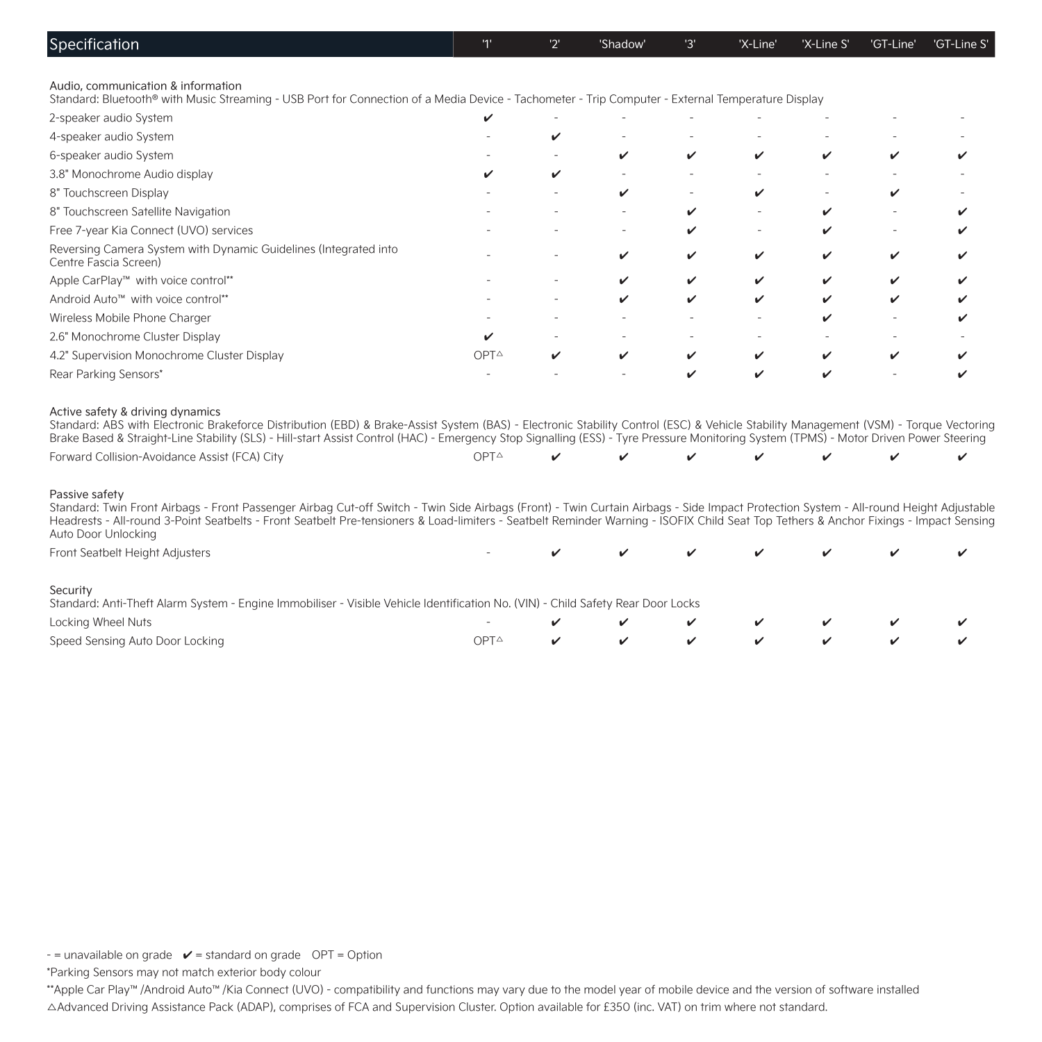| Specification | '1' | '2' | 'Shadow' | '3' | 'X-Line' | 'X-Line S' | 'GT-Line' | 'GT-Line S' |
|---|---|---|---|---|---|---|---|---|
| **Audio, communication & information** | | | | | | | | |
| Standard: Bluetooth® with Music Streaming - USB Port for Connection of a Media Device - Tachometer - Trip Computer - External Temperature Display | | | | | | | | |
| 2-speaker audio System | ✔ | - | - | - | - | - | - | - |
| 4-speaker audio System | - | ✔ | - | - | - | - | - | - |
| 6-speaker audio System | - | - | ✔ | ✔ | ✔ | ✔ | ✔ | ✔ |
| 3.8" Monochrome Audio display | ✔ | ✔ | - | - | - | - | - | - |
| 8" Touchscreen Display | - | - | ✔ | - | ✔ | - | ✔ | - |
| 8" Touchscreen Satellite Navigation | - | - | - | ✔ | - | ✔ | - | ✔ |
| Free 7-year Kia Connect (UVO) services | - | - | - | ✔ | - | ✔ | - | ✔ |
| Reversing Camera System with Dynamic Guidelines (Integrated into Centre Fascia Screen) | - | - | ✔ | ✔ | ✔ | ✔ | ✔ | ✔ |
| Apple CarPlay™ with voice control** | - | - | ✔ | ✔ | ✔ | ✔ | ✔ | ✔ |
| Android Auto™ with voice control** | - | - | ✔ | ✔ | ✔ | ✔ | ✔ | ✔ |
| Wireless Mobile Phone Charger | - | - | - | - | - | ✔ | - | ✔ |
| 2.6" Monochrome Cluster Display | ✔ | - | - | - | - | - | - | - |
| 4.2" Supervision Monochrome Cluster Display | OPT△ | ✔ | ✔ | ✔ | ✔ | ✔ | ✔ | ✔ |
| Rear Parking Sensors* | - | - | - | ✔ | ✔ | ✔ | - | ✔ |
| **Active safety & driving dynamics** | | | | | | | | |
| Standard: ABS with Electronic Brakeforce Distribution (EBD) & Brake-Assist System (BAS) - Electronic Stability Control (ESC) & Vehicle Stability Management (VSM) - Torque Vectoring Brake Based & Straight-Line Stability (SLS) - Hill-start Assist Control (HAC) - Emergency Stop Signalling (ESS) - Tyre Pressure Monitoring System (TPMS) - Motor Driven Power Steering | | | | | | | | |
| Forward Collision-Avoidance Assist (FCA) City | OPT△ | ✔ | ✔ | ✔ | ✔ | ✔ | ✔ | ✔ |
| **Passive safety** | | | | | | | | |
| Standard: Twin Front Airbags - Front Passenger Airbag Cut-off Switch - Twin Side Airbags (Front) - Twin Curtain Airbags - Side Impact Protection System - All-round Height Adjustable Headrests - All-round 3-Point Seatbelts - Front Seatbelt Pre-tensioners & Load-limiters - Seatbelt Reminder Warning - ISOFIX Child Seat Top Tethers & Anchor Fixings - Impact Sensing Auto Door Unlocking | | | | | | | | |
| Front Seatbelt Height Adjusters | - | ✔ | ✔ | ✔ | ✔ | ✔ | ✔ | ✔ |
| **Security** | | | | | | | | |
| Standard: Anti-Theft Alarm System - Engine Immobiliser - Visible Vehicle Identification No. (VIN) - Child Safety Rear Door Locks | | | | | | | | |
| Locking Wheel Nuts | - | ✔ | ✔ | ✔ | ✔ | ✔ | ✔ | ✔ |
| Speed Sensing Auto Door Locking | OPT△ | ✔ | ✔ | ✔ | ✔ | ✔ | ✔ | ✔ |

- = unavailable on grade ✔ = standard on grade OPT = Option

*Parking Sensors may not match exterior body colour

**Apple Car Play™ /Android Auto™ /Kia Connect (UVO) - compatibility and functions may vary due to the model year of mobile device and the version of software installed

△Advanced Driving Assistance Pack (ADAP), comprises of FCA and Supervision Cluster. Option available for £350 (inc. VAT) on trim where not standard.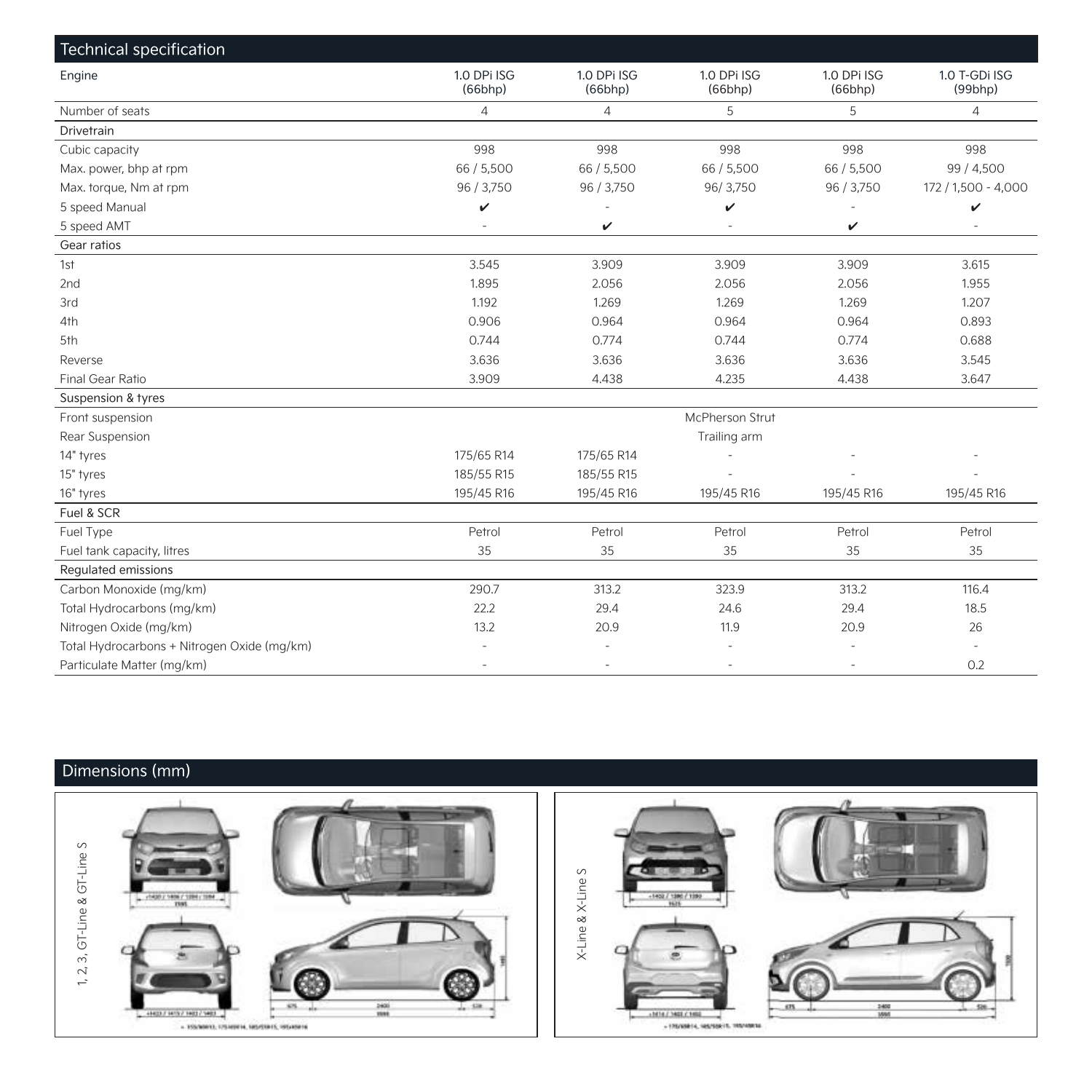## Technical specification

| Engine | 1.0 DPi ISG (66bhp) | 1.0 DPi ISG (66bhp) | 1.0 DPi ISG (66bhp) | 1.0 DPi ISG (66bhp) | 1.0 T-GDi ISG (99bhp) |
|---|---|---|---|---|---|
| Number of seats | 4 | 4 | 5 | 5 | 4 |
| **Drivetrain** | | | | | |
| Cubic capacity | 998 | 998 | 998 | 998 | 998 |
| Max. power, bhp at rpm | 66 / 5,500 | 66 / 5,500 | 66 / 5,500 | 66 / 5,500 | 99 / 4,500 |
| Max. torque, Nm at rpm | 96 / 3,750 | 96 / 3,750 | 96/ 3,750 | 96 / 3,750 | 172 / 1,500 - 4,000 |
| 5 speed Manual | ✔ | - | ✔ | - | ✔ |
| 5 speed AMT | - | ✔ | - | ✔ | - |
| **Gear ratios** | | | | | |
| 1st | 3.545 | 3.909 | 3.909 | 3.909 | 3.615 |
| 2nd | 1.895 | 2.056 | 2.056 | 2.056 | 1.955 |
| 3rd | 1.192 | 1.269 | 1.269 | 1.269 | 1.207 |
| 4th | 0.906 | 0.964 | 0.964 | 0.964 | 0.893 |
| 5th | 0.744 | 0.774 | 0.744 | 0.774 | 0.688 |
| Reverse | 3.636 | 3.636 | 3.636 | 3.636 | 3.545 |
| Final Gear Ratio | 3.909 | 4.438 | 4.235 | 4.438 | 3.647 |
| **Suspension & tyres** | | | | | |
| Front suspension | | | McPherson Strut | | |
| Rear Suspension | | | Trailing arm | | |
| 14" tyres | 175/65 R14 | 175/65 R14 | - | - | - |
| 15" tyres | 185/55 R15 | 185/55 R15 | - | - | - |
| 16" tyres | 195/45 R16 | 195/45 R16 | 195/45 R16 | 195/45 R16 | 195/45 R16 |
| **Fuel & SCR** | | | | | |
| Fuel Type | Petrol | Petrol | Petrol | Petrol | Petrol |
| Fuel tank capacity, litres | 35 | 35 | 35 | 35 | 35 |
| **Regulated emissions** | | | | | |
| Carbon Monoxide (mg/km) | 290.7 | 313.2 | 323.9 | 313.2 | 116.4 |
| Total Hydrocarbons (mg/km) | 22.2 | 29.4 | 24.6 | 29.4 | 18.5 |
| Nitrogen Oxide (mg/km) | 13.2 | 20.9 | 11.9 | 20.9 | 26 |
| Total Hydrocarbons + Nitrogen Oxide (mg/km) | - | - | - | - | - |
| Particulate Matter (mg/km) | - | - | - | - | 0.2 |

## Dimensions (mm)

1, 2, 3, GT-Line & GT-Line S

X-Line & X-Line S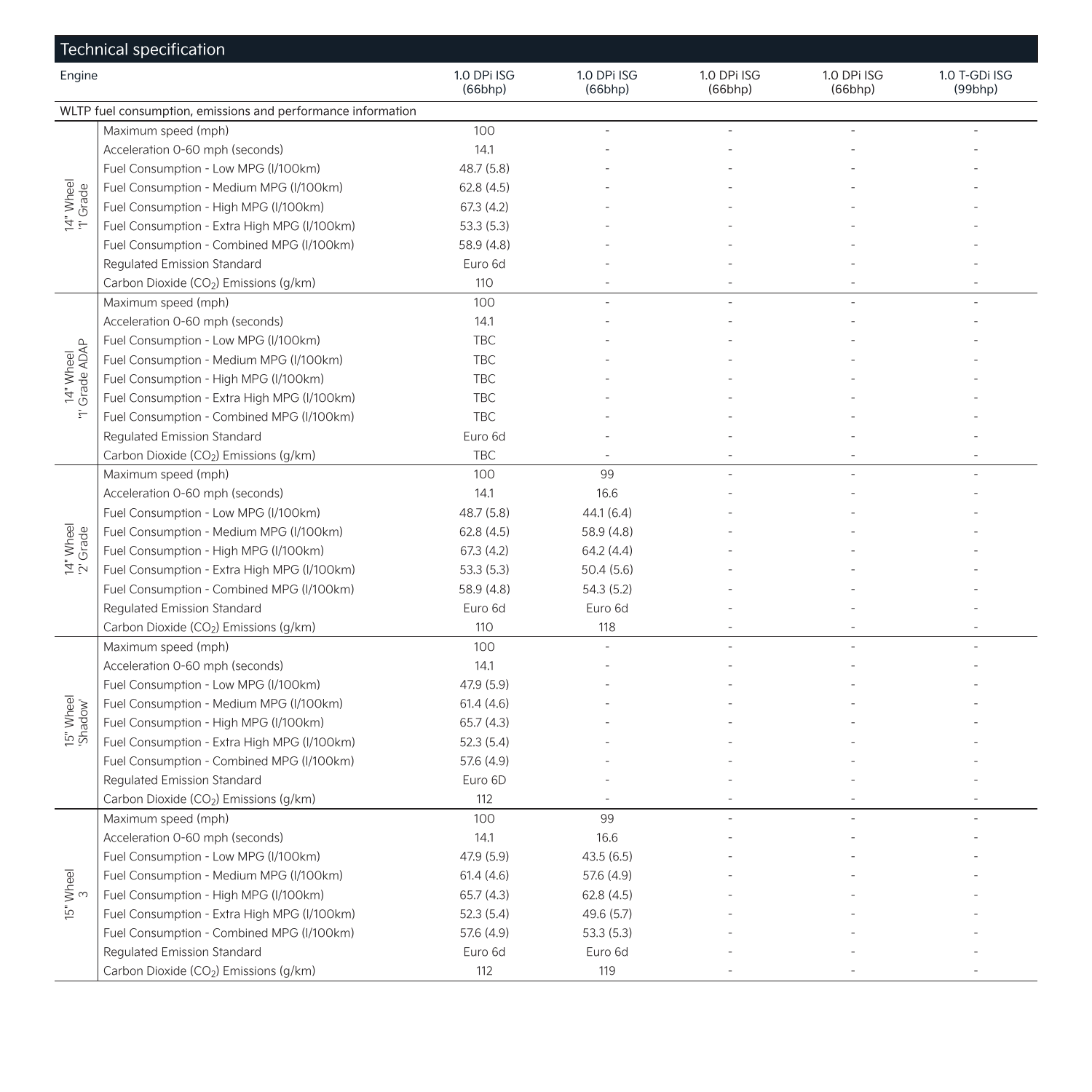## Technical specification

| Engine | | 1.0 DPi ISG (66bhp) | 1.0 DPi ISG (66bhp) | 1.0 DPi ISG (66bhp) | 1.0 DPi ISG (66bhp) | 1.0 T-GDi ISG (99bhp) |
|---|---|---|---|---|---|---|
| WLTP fuel consumption, emissions and performance information | | | | | | |
| 14" Wheel '1' Grade | Maximum speed (mph) | 100 | - | - | - | - |
| | Acceleration 0-60 mph (seconds) | 14.1 | - | - | - | - |
| | Fuel Consumption - Low MPG (l/100km) | 48.7 (5.8) | - | - | - | - |
| | Fuel Consumption - Medium MPG (l/100km) | 62.8 (4.5) | - | - | - | - |
| | Fuel Consumption - High MPG (l/100km) | 67.3 (4.2) | - | - | - | - |
| | Fuel Consumption - Extra High MPG (l/100km) | 53.3 (5.3) | - | - | - | - |
| | Fuel Consumption - Combined MPG (l/100km) | 58.9 (4.8) | - | - | - | - |
| | Regulated Emission Standard | Euro 6d | - | - | - | - |
| | Carbon Dioxide ($CO_2$) Emissions (g/km) | 110 | - | - | - | - |
| 14" Wheel '1' Grade ADAP | Maximum speed (mph) | 100 | - | - | - | - |
| | Acceleration 0-60 mph (seconds) | 14.1 | - | - | - | - |
| | Fuel Consumption - Low MPG (l/100km) | TBC | - | - | - | - |
| | Fuel Consumption - Medium MPG (l/100km) | TBC | - | - | - | - |
| | Fuel Consumption - High MPG (l/100km) | TBC | - | - | - | - |
| | Fuel Consumption - Extra High MPG (l/100km) | TBC | - | - | - | - |
| | Fuel Consumption - Combined MPG (l/100km) | TBC | - | - | - | - |
| | Regulated Emission Standard | Euro 6d | - | - | - | - |
| | Carbon Dioxide ($CO_2$) Emissions (g/km) | TBC | - | - | - | - |
| 14" Wheel '2' Grade | Maximum speed (mph) | 100 | 99 | - | - | - |
| | Acceleration 0-60 mph (seconds) | 14.1 | 16.6 | - | - | - |
| | Fuel Consumption - Low MPG (l/100km) | 48.7 (5.8) | 44.1 (6.4) | - | - | - |
| | Fuel Consumption - Medium MPG (l/100km) | 62.8 (4.5) | 58.9 (4.8) | - | - | - |
| | Fuel Consumption - High MPG (l/100km) | 67.3 (4.2) | 64.2 (4.4) | - | - | - |
| | Fuel Consumption - Extra High MPG (l/100km) | 53.3 (5.3) | 50.4 (5.6) | - | - | - |
| | Fuel Consumption - Combined MPG (l/100km) | 58.9 (4.8) | 54.3 (5.2) | - | - | - |
| | Regulated Emission Standard | Euro 6d | Euro 6d | - | - | - |
| | Carbon Dioxide ($CO_2$) Emissions (g/km) | 110 | 118 | - | - | - |
| 15" Wheel 'Shadow' | Maximum speed (mph) | 100 | - | - | - | - |
| | Acceleration 0-60 mph (seconds) | 14.1 | - | - | - | - |
| | Fuel Consumption - Low MPG (l/100km) | 47.9 (5.9) | - | - | - | - |
| | Fuel Consumption - Medium MPG (l/100km) | 61.4 (4.6) | - | - | - | - |
| | Fuel Consumption - High MPG (l/100km) | 65.7 (4.3) | - | - | - | - |
| | Fuel Consumption - Extra High MPG (l/100km) | 52.3 (5.4) | - | - | - | - |
| | Fuel Consumption - Combined MPG (l/100km) | 57.6 (4.9) | - | - | - | - |
| | Regulated Emission Standard | Euro 6D | - | - | - | - |
| | Carbon Dioxide ($CO_2$) Emissions (g/km) | 112 | - | - | - | - |
| 15" Wheel 3 | Maximum speed (mph) | 100 | 99 | - | - | - |
| | Acceleration 0-60 mph (seconds) | 14.1 | 16.6 | - | - | - |
| | Fuel Consumption - Low MPG (l/100km) | 47.9 (5.9) | 43.5 (6.5) | - | - | - |
| | Fuel Consumption - Medium MPG (l/100km) | 61.4 (4.6) | 57.6 (4.9) | - | - | - |
| | Fuel Consumption - High MPG (l/100km) | 65.7 (4.3) | 62.8 (4.5) | - | - | - |
| | Fuel Consumption - Extra High MPG (l/100km) | 52.3 (5.4) | 49.6 (5.7) | - | - | - |
| | Fuel Consumption - Combined MPG (l/100km) | 57.6 (4.9) | 53.3 (5.3) | - | - | - |
| | Regulated Emission Standard | Euro 6d | Euro 6d | - | - | - |
| | Carbon Dioxide ($CO_2$) Emissions (g/km) | 112 | 119 | - | - | - |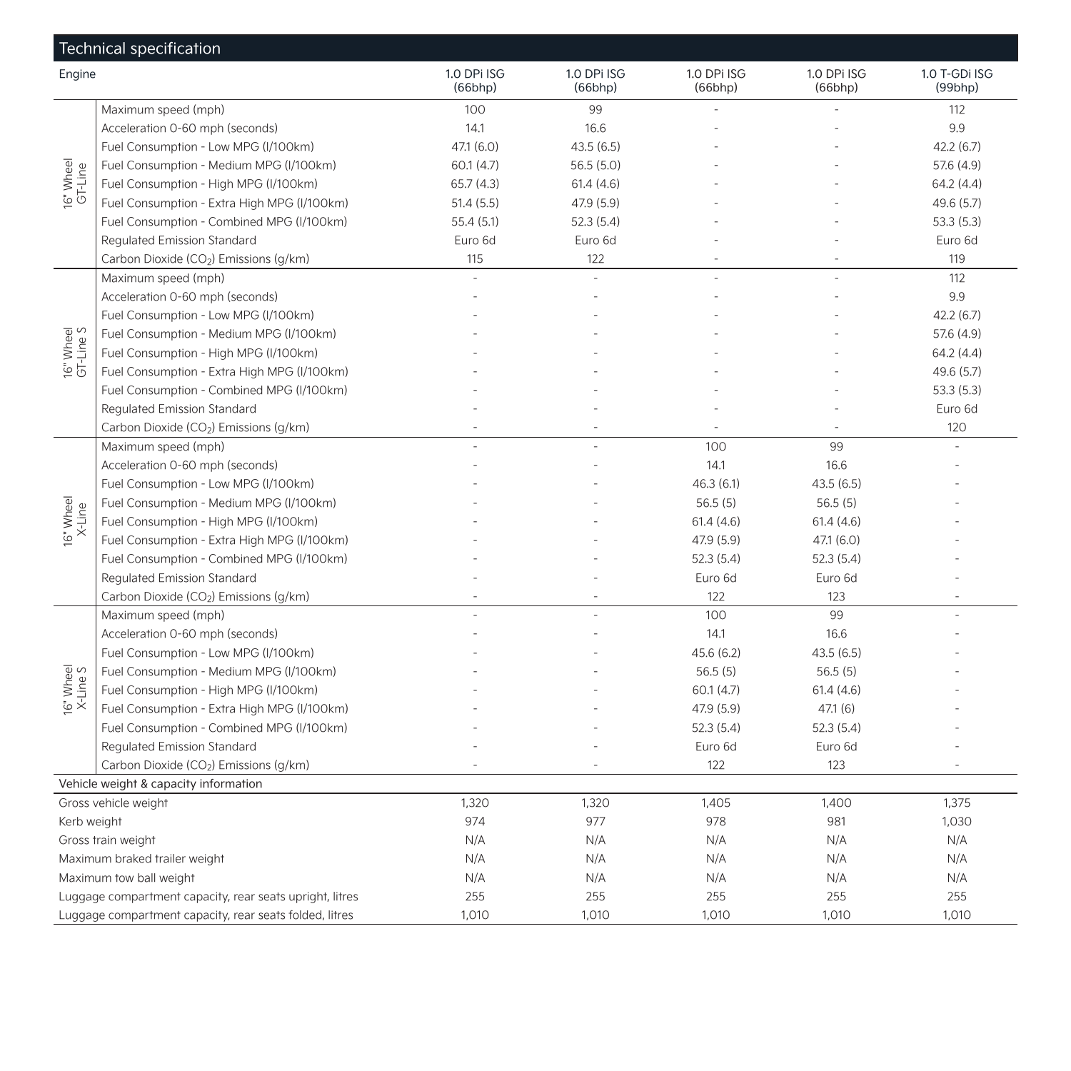## Technical specification

| Engine | | 1.0 DPi ISG (66bhp) | 1.0 DPi ISG (66bhp) | 1.0 DPi ISG (66bhp) | 1.0 DPi ISG (66bhp) | 1.0 T-GDi ISG (99bhp) |
|---|---|---|---|---|---|---|
| 16" Wheel GT-Line | Maximum speed (mph) | 100 | 99 | - | - | 112 |
| | Acceleration 0-60 mph (seconds) | 14.1 | 16.6 | - | - | 9.9 |
| | Fuel Consumption - Low MPG (l/100km) | 47.1 (6.0) | 43.5 (6.5) | - | - | 42.2 (6.7) |
| | Fuel Consumption - Medium MPG (l/100km) | 60.1 (4.7) | 56.5 (5.0) | - | - | 57.6 (4.9) |
| | Fuel Consumption - High MPG (l/100km) | 65.7 (4.3) | 61.4 (4.6) | - | - | 64.2 (4.4) |
| | Fuel Consumption - Extra High MPG (l/100km) | 51.4 (5.5) | 47.9 (5.9) | - | - | 49.6 (5.7) |
| | Fuel Consumption - Combined MPG (l/100km) | 55.4 (5.1) | 52.3 (5.4) | - | - | 53.3 (5.3) |
| | Regulated Emission Standard | Euro 6d | Euro 6d | - | - | Euro 6d |
| | Carbon Dioxide ($CO_2$) Emissions (g/km) | 115 | 122 | - | - | 119 |
| 16" Wheel GT-Line S | Maximum speed (mph) | - | - | - | - | 112 |
| | Acceleration 0-60 mph (seconds) | - | - | - | - | 9.9 |
| | Fuel Consumption - Low MPG (l/100km) | - | - | - | - | 42.2 (6.7) |
| | Fuel Consumption - Medium MPG (l/100km) | - | - | - | - | 57.6 (4.9) |
| | Fuel Consumption - High MPG (l/100km) | - | - | - | - | 64.2 (4.4) |
| | Fuel Consumption - Extra High MPG (l/100km) | - | - | - | - | 49.6 (5.7) |
| | Fuel Consumption - Combined MPG (l/100km) | - | - | - | - | 53.3 (5.3) |
| | Regulated Emission Standard | - | - | - | - | Euro 6d |
| | Carbon Dioxide ($CO_2$) Emissions (g/km) | - | - | - | - | 120 |
| 16" Wheel X-Line | Maximum speed (mph) | - | - | 100 | 99 | - |
| | Acceleration 0-60 mph (seconds) | - | - | 14.1 | 16.6 | - |
| | Fuel Consumption - Low MPG (l/100km) | - | - | 46.3 (6.1) | 43.5 (6.5) | - |
| | Fuel Consumption - Medium MPG (l/100km) | - | - | 56.5 (5) | 56.5 (5) | - |
| | Fuel Consumption - High MPG (l/100km) | - | - | 61.4 (4.6) | 61.4 (4.6) | - |
| | Fuel Consumption - Extra High MPG (l/100km) | - | - | 47.9 (5.9) | 47.1 (6.0) | - |
| | Fuel Consumption - Combined MPG (l/100km) | - | - | 52.3 (5.4) | 52.3 (5.4) | - |
| | Regulated Emission Standard | - | - | Euro 6d | Euro 6d | - |
| | Carbon Dioxide ($CO_2$) Emissions (g/km) | - | - | 122 | 123 | - |
| 16" Wheel X-Line S | Maximum speed (mph) | - | - | 100 | 99 | - |
| | Acceleration 0-60 mph (seconds) | - | - | 14.1 | 16.6 | - |
| | Fuel Consumption - Low MPG (l/100km) | - | - | 45.6 (6.2) | 43.5 (6.5) | - |
| | Fuel Consumption - Medium MPG (l/100km) | - | - | 56.5 (5) | 56.5 (5) | - |
| | Fuel Consumption - High MPG (l/100km) | - | - | 60.1 (4.7) | 61.4 (4.6) | - |
| | Fuel Consumption - Extra High MPG (l/100km) | - | - | 47.9 (5.9) | 47.1 (6) | - |
| | Fuel Consumption - Combined MPG (l/100km) | - | - | 52.3 (5.4) | 52.3 (5.4) | - |
| | Regulated Emission Standard | - | - | Euro 6d | Euro 6d | - |
| | Carbon Dioxide ($CO_2$) Emissions (g/km) | - | - | 122 | 123 | - |
| **Vehicle weight & capacity information** | | | | | | |
| Gross vehicle weight | | 1,320 | 1,320 | 1,405 | 1,400 | 1,375 |
| Kerb weight | | 974 | 977 | 978 | 981 | 1,030 |
| Gross train weight | | N/A | N/A | N/A | N/A | N/A |
| Maximum braked trailer weight | | N/A | N/A | N/A | N/A | N/A |
| Maximum tow ball weight | | N/A | N/A | N/A | N/A | N/A |
| Luggage compartment capacity, rear seats upright, litres | | 255 | 255 | 255 | 255 | 255 |
| Luggage compartment capacity, rear seats folded, litres | | 1,010 | 1,010 | 1,010 | 1,010 | 1,010 |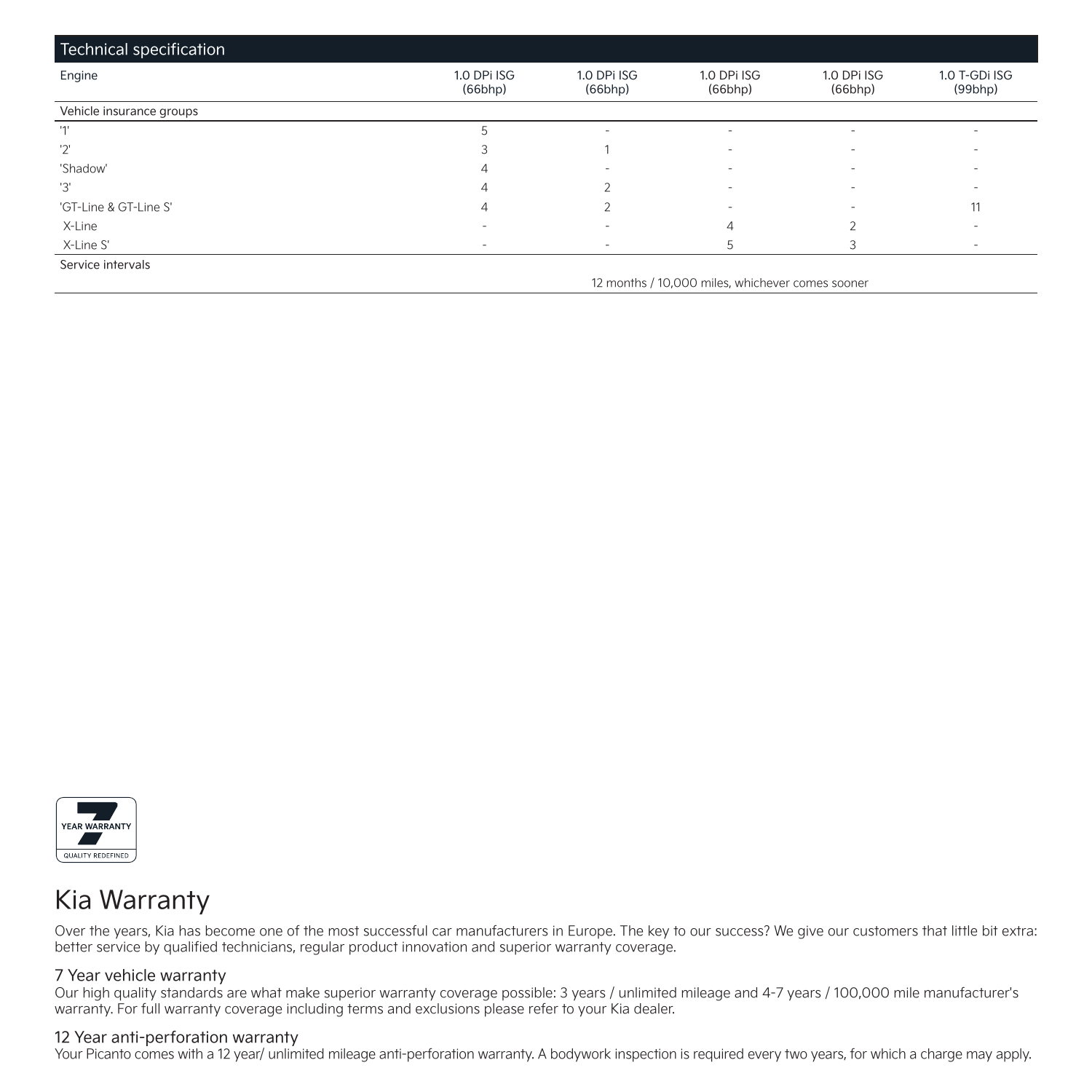## Technical specification

| Engine | 1.0 DPi ISG (66bhp) | 1.0 DPi ISG (66bhp) | 1.0 DPi ISG (66bhp) | 1.0 DPi ISG (66bhp) | 1.0 T-GDi ISG (99bhp) |
|---|---|---|---|---|---|
| **Vehicle insurance groups** | | | | | |
| '1' | 5 | - | - | - | - |
| '2' | 3 | 1 | - | - | - |
| 'Shadow' | 4 | - | - | - | - |
| '3' | 4 | 2 | - | - | - |
| 'GT-Line & GT-Line S' | 4 | 2 | - | - | 11 |
| X-Line | - | - | 4 | 2 | - |
| X-Line S' | - | - | 5 | 3 | - |
| **Service intervals** | | | | | |
| | 12 months / 10,000 miles, whichever comes sooner | | | | |

YEAR WARRANTY
QUALITY REDEFINED

# Kia Warranty

Over the years, Kia has become one of the most successful car manufacturers in Europe. The key to our success? We give our customers that little bit extra: better service by qualified technicians, regular product innovation and superior warranty coverage.

### 7 Year vehicle warranty

Our high quality standards are what make superior warranty coverage possible: 3 years / unlimited mileage and 4-7 years / 100,000 mile manufacturer's warranty. For full warranty coverage including terms and exclusions please refer to your Kia dealer.

### 12 Year anti-perforation warranty

Your Picanto comes with a 12 year/ unlimited mileage anti-perforation warranty. A bodywork inspection is required every two years, for which a charge may apply.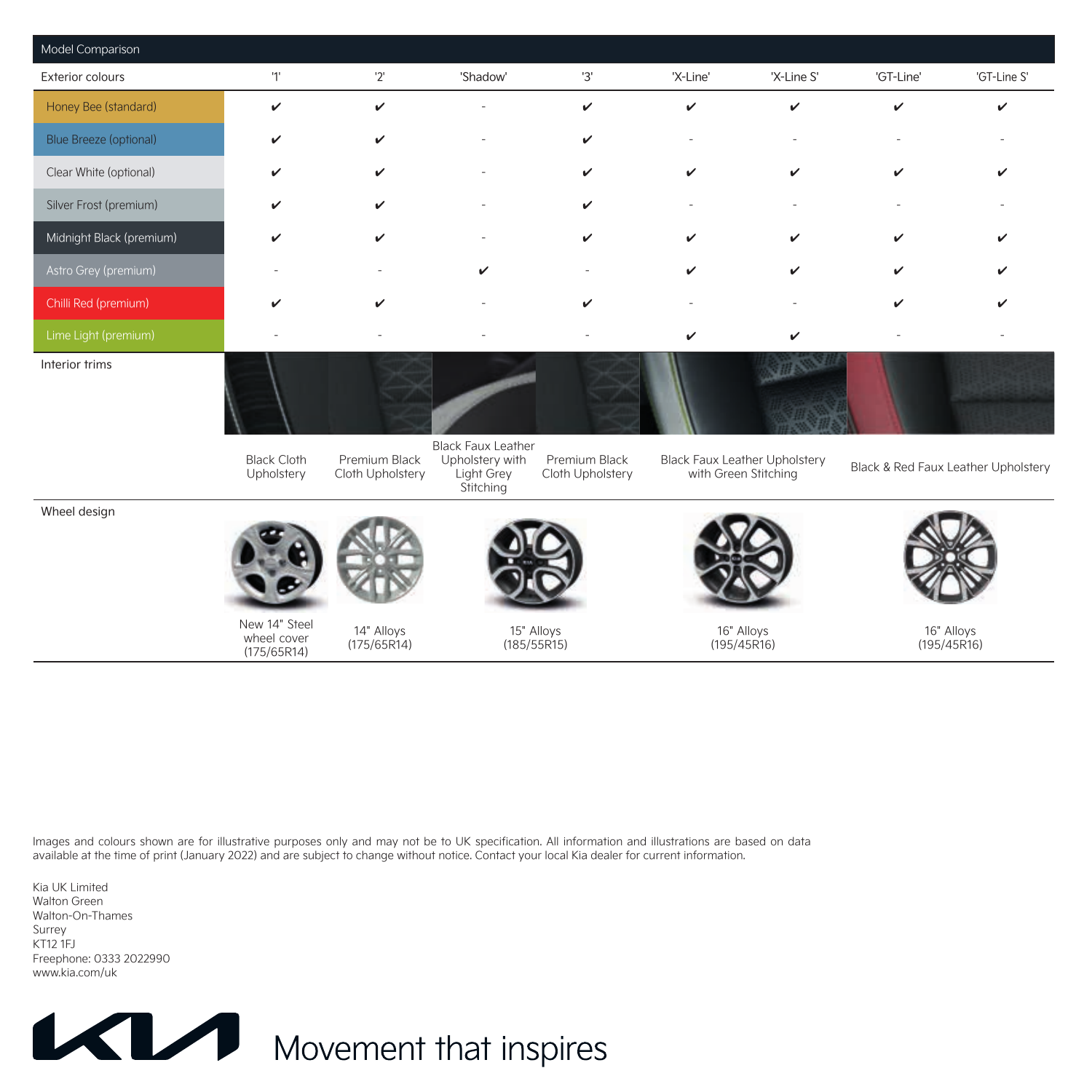## Model Comparison

| Exterior colours | '1' | '2' | 'Shadow' | '3' | 'X-Line' | 'X-Line S' | 'GT-Line' | 'GT-Line S' |
|---|---|---|---|---|---|---|---|---|
| Honey Bee (standard) | ✔ | ✔ | - | ✔ | ✔ | ✔ | ✔ | ✔ |
| Blue Breeze (optional) | ✔ | ✔ | - | ✔ | - | - | - | - |
| Clear White (optional) | ✔ | ✔ | - | ✔ | ✔ | ✔ | ✔ | ✔ |
| Silver Frost (premium) | ✔ | ✔ | - | ✔ | - | - | - | - |
| Midnight Black (premium) | ✔ | ✔ | - | ✔ | ✔ | ✔ | ✔ | ✔ |
| Astro Grey (premium) | - | - | ✔ | - | ✔ | ✔ | ✔ | ✔ |
| Chilli Red (premium) | ✔ | ✔ | - | ✔ | - | - | ✔ | ✔ |
| Lime Light (premium) | - | - | - | - | ✔ | ✔ | - | - |
| Interior trims | Black Cloth Upholstery | Premium Black Cloth Upholstery | Black Faux Leather Upholstery with Light Grey Stitching | Premium Black Cloth Upholstery | Black Faux Leather Upholstery with Green Stitching | | Black & Red Faux Leather Upholstery | |
| Wheel design | New 14" Steel wheel cover (175/65R14) | 14" Alloys (175/65R14) | 15" Alloys (185/55R15) | | 16" Alloys (195/45R16) | | 16" Alloys (195/45R16) | |

Images and colours shown are for illustrative purposes only and may not be to UK specification. All information and illustrations are based on data available at the time of print (January 2022) and are subject to change without notice. Contact your local Kia dealer for current information.

Kia UK Limited
Walton Green
Walton-On-Thames
Surrey
KT12 1FJ
Freephone: 0333 2022990
www.kia.com/uk

KIA Movement that inspires